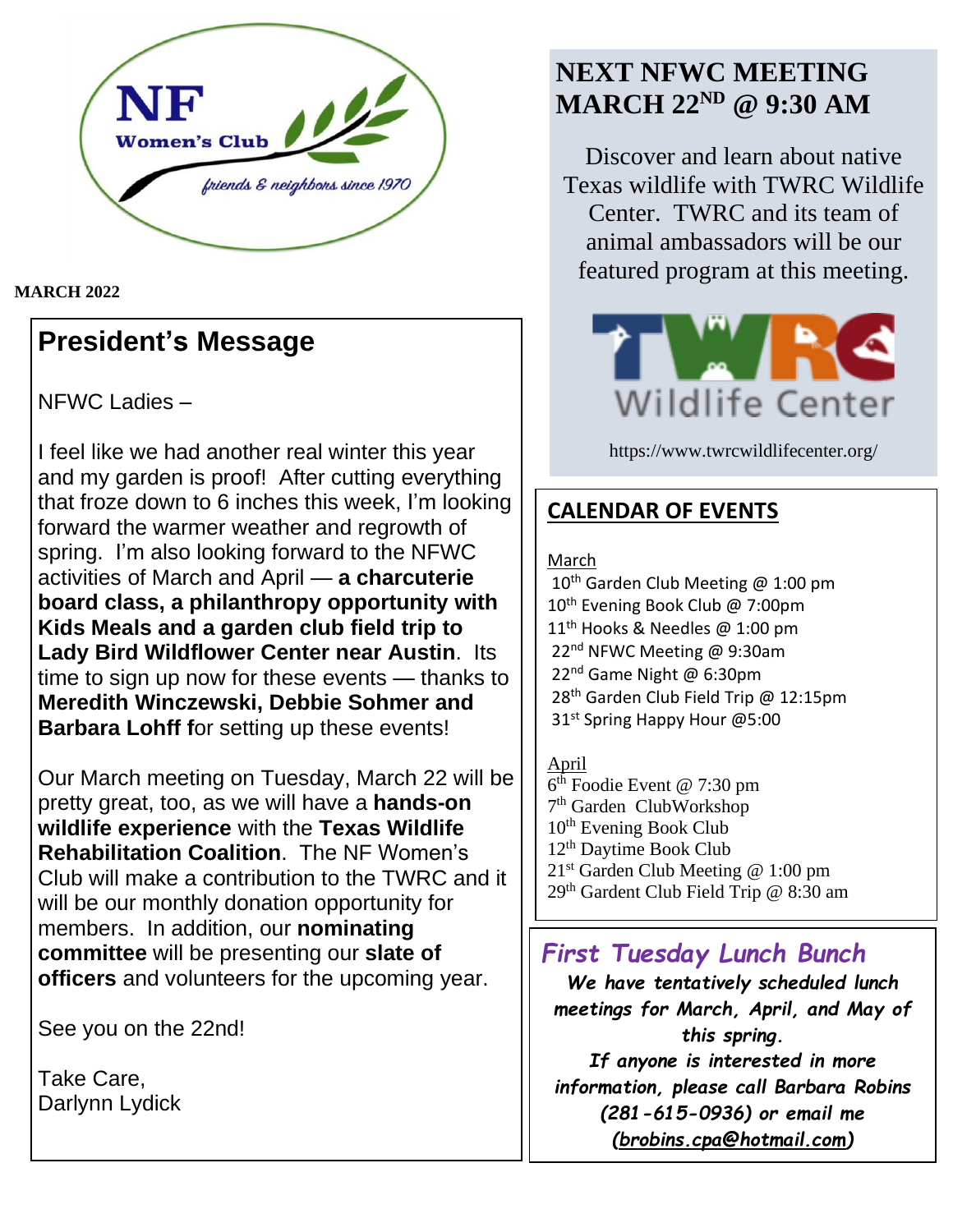NF Women's Club

*friends & neighbors since 1970*

**MARCH 2022**

## President's Message

NFWC Ladies –

I feel like we had another real winter this year and my garden is proof! After cutting everything that froze down to 6 inches this week, I'm looking forward the warmer weather and regrowth of spring. I'm also looking forward to the NFWC activities of March and April — **a charcuterie board class, a philanthropy opportunity with Kids Meals and a garden club field trip to Lady Bird Wildflower Center near Austin**. Its time to sign up now for these events — thanks to **Meredith Winczewski, Debbie Sohmer and Barbara Lohff f**or setting up these events!

Our March meeting on Tuesday, March 22 will be pretty great, too, as we will have a **hands-on wildlife experience** with the **Texas Wildlife Rehabilitation Coalition**. The NF Women's Club will make a contribution to the TWRC and it will be our monthly donation opportunity for members. In addition, our **nominating committee** will be presenting our **slate of officers** and volunteers for the upcoming year.

See you on the 22nd!

Take Care,
Darlynn Lydick

## NEXT NFWC MEETING MARCH 22ND @ 9:30 AM

Discover and learn about native Texas wildlife with TWRC Wildlife Center. TWRC and its team of animal ambassadors will be our featured program at this meeting.

TWRC Wildlife Center

https://www.twrcwildlifecenter.org/

## CALENDAR OF EVENTS

March

- 10th Garden Club Meeting @ 1:00 pm
- 10th Evening Book Club @ 7:00pm
- 11th Hooks & Needles @ 1:00 pm
- 22nd NFWC Meeting @ 9:30am
- 22nd Game Night @ 6:30pm
- 28th Garden Club Field Trip @ 12:15pm
- 31st Spring Happy Hour @5:00

April

- 6th Foodie Event @ 7:30 pm
- 7th Garden ClubWorkshop
- 10th Evening Book Club
- 12th Daytime Book Club
- 21st Garden Club Meeting @ 1:00 pm
- 29th Gardent Club Field Trip @ 8:30 am

## *First Tuesday Lunch Bunch*

***We have tentatively scheduled lunch meetings for March, April, and May of this spring.***

***If anyone is interested in more information, please call Barbara Robins (281-615-0936) or email me (brobins.cpa@hotmail.com)***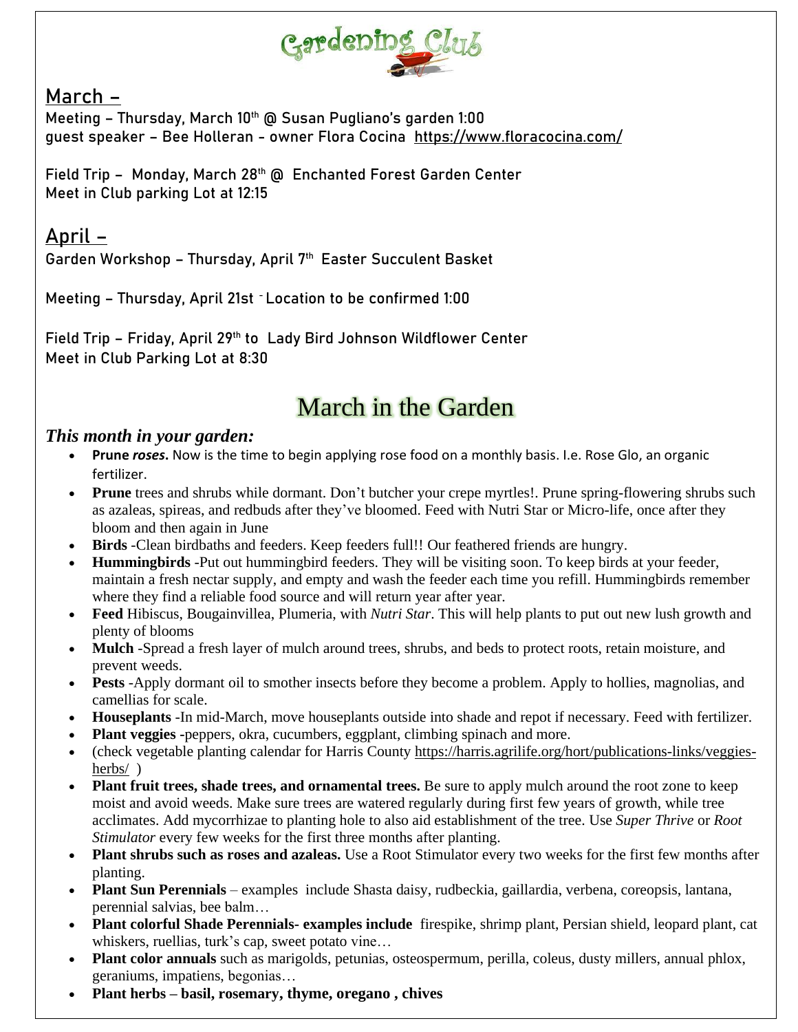# Gardening Club

## March –

**Meeting – Thursday, March 10th @ Susan Pugliano's garden 1:00**
**guest speaker – Bee Holleran - owner Flora Cocina https://www.floracocina.com/**

**Field Trip – Monday, March 28th @ Enchanted Forest Garden Center**
**Meet in Club parking Lot at 12:15**

## April –

**Garden Workshop – Thursday, April 7th Easter Succulent Basket**

**Meeting – Thursday, April 21st - Location to be confirmed 1:00**

**Field Trip – Friday, April 29th to Lady Bird Johnson Wildflower Center**
**Meet in Club Parking Lot at 8:30**

# March in the Garden

***This month in your garden:***

- **Prune *roses*.** Now is the time to begin applying rose food on a monthly basis. I.e. Rose Glo, an organic fertilizer.
- **Prune** trees and shrubs while dormant. Don't butcher your crepe myrtles!. Prune spring-flowering shrubs such as azaleas, spireas, and redbuds after they've bloomed. Feed with Nutri Star or Micro-life, once after they bloom and then again in June
- **Birds** -Clean birdbaths and feeders. Keep feeders full!! Our feathered friends are hungry.
- **Hummingbirds** -Put out hummingbird feeders. They will be visiting soon. To keep birds at your feeder, maintain a fresh nectar supply, and empty and wash the feeder each time you refill. Hummingbirds remember where they find a reliable food source and will return year after year.
- **Feed** Hibiscus, Bougainvillea, Plumeria, with *Nutri Star*. This will help plants to put out new lush growth and plenty of blooms
- **Mulch** -Spread a fresh layer of mulch around trees, shrubs, and beds to protect roots, retain moisture, and prevent weeds.
- **Pests** -Apply dormant oil to smother insects before they become a problem. Apply to hollies, magnolias, and camellias for scale.
- **Houseplants** -In mid-March, move houseplants outside into shade and repot if necessary. Feed with fertilizer.
- **Plant veggies** -peppers, okra, cucumbers, eggplant, climbing spinach and more.
- (check vegetable planting calendar for Harris County https://harris.agrilife.org/hort/publications-links/veggies-herbs/ )
- **Plant fruit trees, shade trees, and ornamental trees.** Be sure to apply mulch around the root zone to keep moist and avoid weeds. Make sure trees are watered regularly during first few years of growth, while tree acclimates. Add mycorrhizae to planting hole to also aid establishment of the tree. Use *Super Thrive* or *Root Stimulator* every few weeks for the first three months after planting.
- **Plant shrubs such as roses and azaleas.** Use a Root Stimulator every two weeks for the first few months after planting.
- **Plant Sun Perennials** – examples include Shasta daisy, rudbeckia, gaillardia, verbena, coreopsis, lantana, perennial salvias, bee balm…
- **Plant colorful Shade Perennials- examples include** firespike, shrimp plant, Persian shield, leopard plant, cat whiskers, ruellias, turk's cap, sweet potato vine…
- **Plant color annuals** such as marigolds, petunias, osteospermum, perilla, coleus, dusty millers, annual phlox, geraniums, impatiens, begonias…
- **Plant herbs – basil, rosemary, thyme, oregano , chives**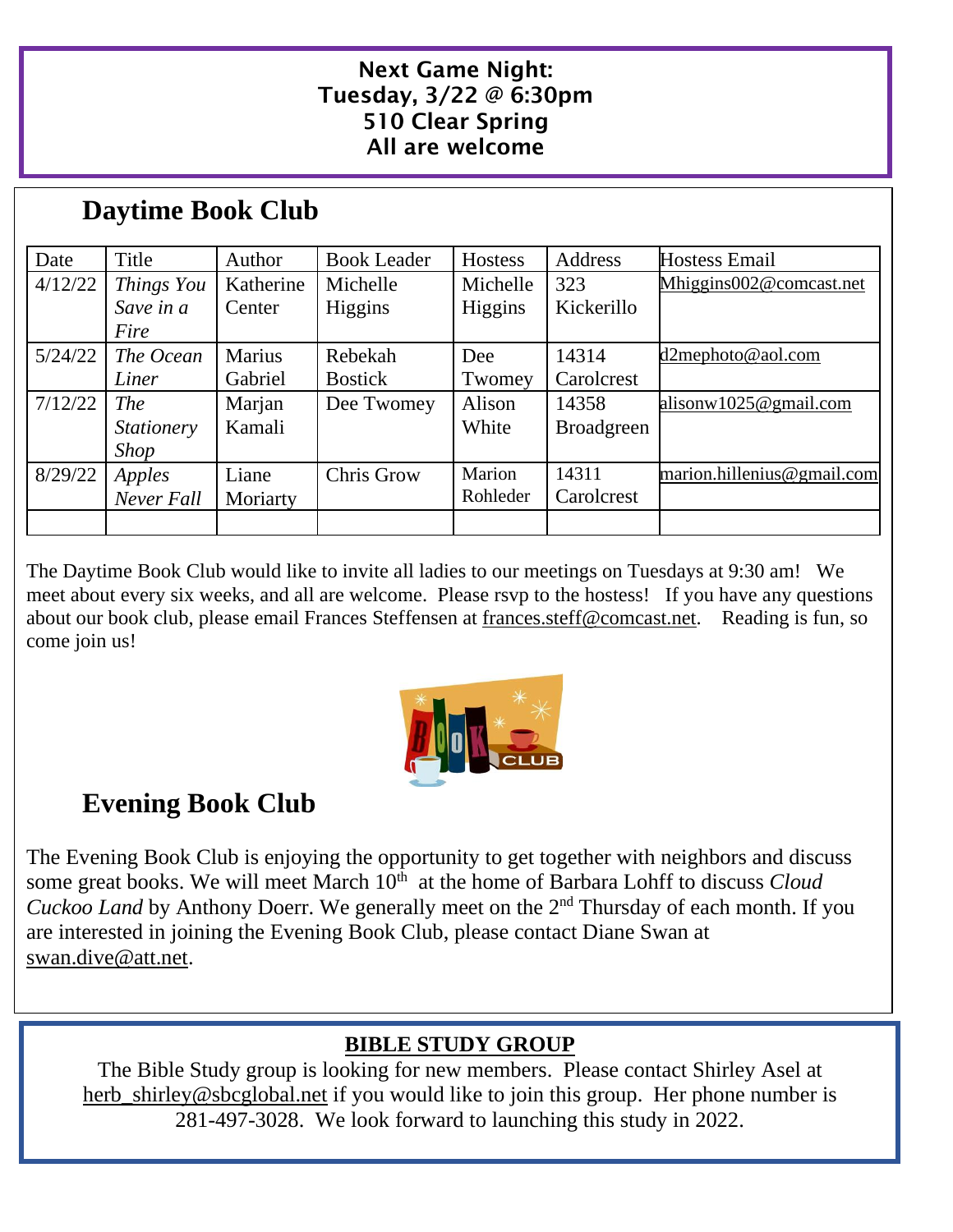**Next Game Night:**
**Tuesday, 3/22 @ 6:30pm**
**510 Clear Spring**
**All are welcome**

## Daytime Book Club

| Date | Title | Author | Book Leader | Hostess | Address | Hostess Email |
|---|---|---|---|---|---|---|
| 4/12/22 | *Things You Save in a Fire* | Katherine Center | Michelle Higgins | Michelle Higgins | 323 Kickerillo | Mhiggins002@comcast.net |
| 5/24/22 | *The Ocean Liner* | Marius Gabriel | Rebekah Bostick | Dee Twomey | 14314 Carolcrest | d2mephoto@aol.com |
| 7/12/22 | *The Stationery Shop* | Marjan Kamali | Dee Twomey | Alison White | 14358 Broadgreen | alisonw1025@gmail.com |
| 8/29/22 | *Apples Never Fall* | Liane Moriarty | Chris Grow | Marion Rohleder | 14311 Carolcrest | marion.hillenius@gmail.com |
| | | | | | | |

The Daytime Book Club would like to invite all ladies to our meetings on Tuesdays at 9:30 am! We meet about every six weeks, and all are welcome. Please rsvp to the hostess! If you have any questions about our book club, please email Frances Steffensen at frances.steff@comcast.net. Reading is fun, so come join us!

## Evening Book Club

The Evening Book Club is enjoying the opportunity to get together with neighbors and discuss some great books. We will meet March 10th at the home of Barbara Lohff to discuss *Cloud Cuckoo Land* by Anthony Doerr. We generally meet on the 2nd Thursday of each month. If you are interested in joining the Evening Book Club, please contact Diane Swan at swan.dive@att.net.

**BIBLE STUDY GROUP**

The Bible Study group is looking for new members. Please contact Shirley Asel at herb_shirley@sbcglobal.net if you would like to join this group. Her phone number is 281-497-3028. We look forward to launching this study in 2022.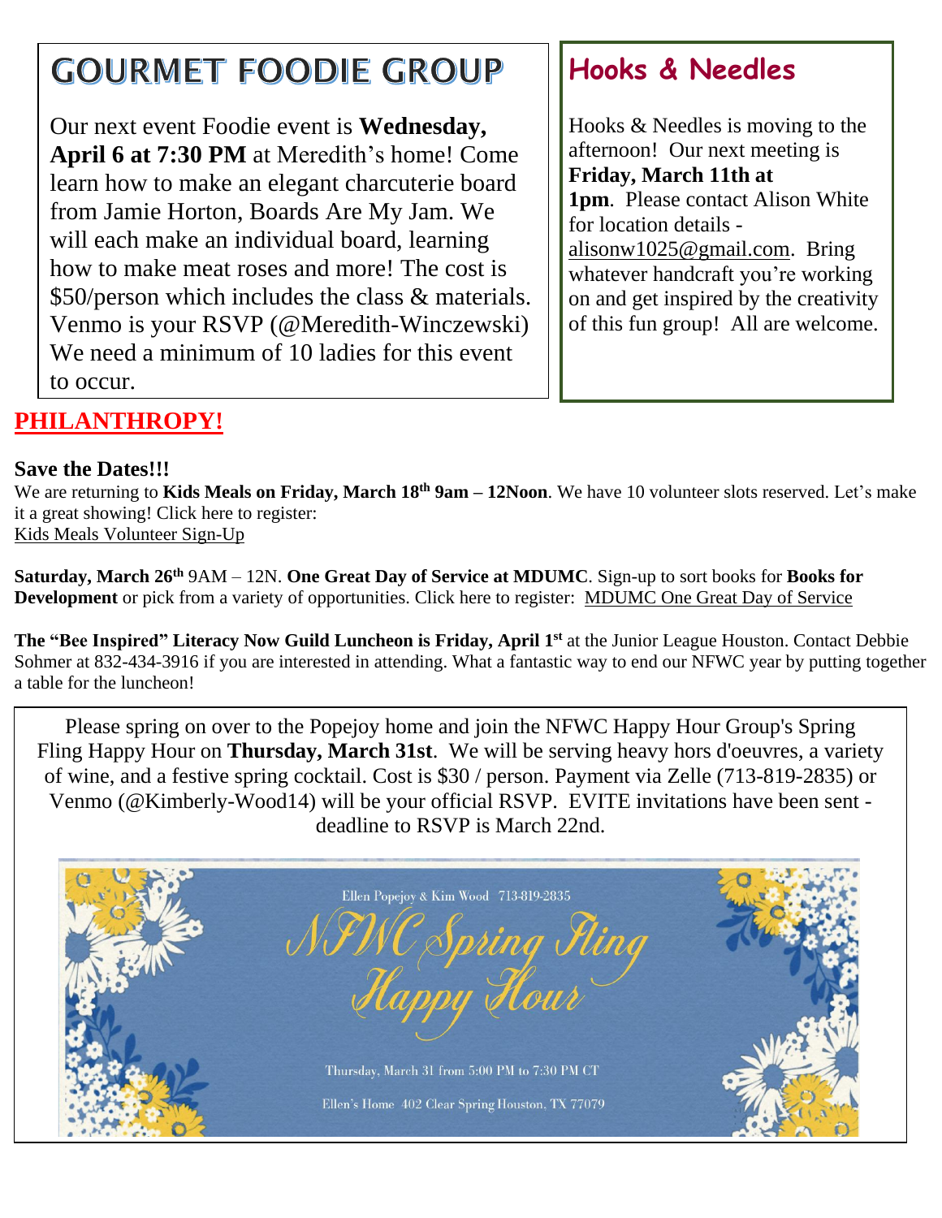## GOURMET FOODIE GROUP

Our next event Foodie event is **Wednesday, April 6 at 7:30 PM** at Meredith's home! Come learn how to make an elegant charcuterie board from Jamie Horton, Boards Are My Jam. We will each make an individual board, learning how to make meat roses and more! The cost is $50/person which includes the class & materials. Venmo is your RSVP (@Meredith-Winczewski) We need a minimum of 10 ladies for this event to occur.

## Hooks & Needles

Hooks & Needles is moving to the afternoon! Our next meeting is **Friday, March 11th at 1pm**. Please contact Alison White for location details - alisonw1025@gmail.com. Bring whatever handcraft you're working on and get inspired by the creativity of this fun group! All are welcome.

## PHILANTHROPY!

**Save the Dates!!!**

We are returning to **Kids Meals on Friday, March 18th 9am – 12Noon**. We have 10 volunteer slots reserved. Let's make it a great showing! Click here to register:
Kids Meals Volunteer Sign-Up

**Saturday, March 26th** 9AM – 12N. **One Great Day of Service at MDUMC**. Sign-up to sort books for **Books for Development** or pick from a variety of opportunities. Click here to register: MDUMC One Great Day of Service

**The "Bee Inspired" Literacy Now Guild Luncheon is Friday, April 1st** at the Junior League Houston. Contact Debbie Sohmer at 832-434-3916 if you are interested in attending. What a fantastic way to end our NFWC year by putting together a table for the luncheon!

Please spring on over to the Popejoy home and join the NFWC Happy Hour Group's Spring Fling Happy Hour on **Thursday, March 31st**. We will be serving heavy hors d'oeuvres, a variety of wine, and a festive spring cocktail. Cost is $30 / person. Payment via Zelle (713-819-2835) or Venmo (@Kimberly-Wood14) will be your official RSVP. EVITE invitations have been sent - deadline to RSVP is March 22nd.

Ellen Popejoy & Kim Wood 713-819-2835

*NFWC Spring Fling Happy Hour*

Thursday, March 31 from 5:00 PM to 7:30 PM CT

Ellen's Home 402 Clear Spring Houston, TX 77079